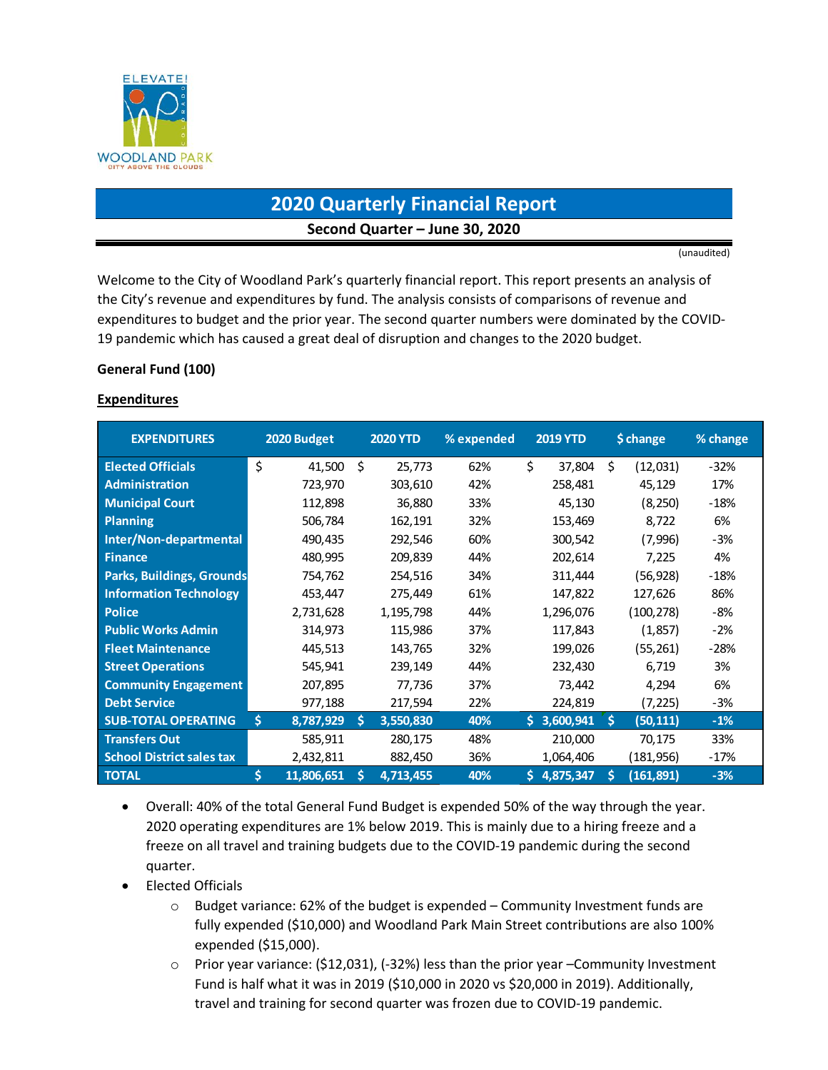# 2020 Quarterly Financial Report

**Second Quarter – June 30, 2020**

(unaudited)

Welcome to the City of Woodland Park's quarterly financial report. This report presents an analysis of the City's revenue and expenditures by fund. The analysis consists of comparisons of revenue and expenditures to budget and the prior year. The second quarter numbers were dominated by the COVID-19 pandemic which has caused a great deal of disruption and changes to the 2020 budget.

**General Fund (100)**

**Expenditures**

| EXPENDITURES | 2020 Budget | 2020 YTD | % expended | 2019 YTD | $ change | % change |
|---|---|---|---|---|---|---|
| Elected Officials | $ 41,500 | $ 25,773 | 62% | $ 37,804 | $ (12,031) | -32% |
| Administration | 723,970 | 303,610 | 42% | 258,481 | 45,129 | 17% |
| Municipal Court | 112,898 | 36,880 | 33% | 45,130 | (8,250) | -18% |
| Planning | 506,784 | 162,191 | 32% | 153,469 | 8,722 | 6% |
| Inter/Non-departmental | 490,435 | 292,546 | 60% | 300,542 | (7,996) | -3% |
| Finance | 480,995 | 209,839 | 44% | 202,614 | 7,225 | 4% |
| Parks, Buildings, Grounds | 754,762 | 254,516 | 34% | 311,444 | (56,928) | -18% |
| Information Technology | 453,447 | 275,449 | 61% | 147,822 | 127,626 | 86% |
| Police | 2,731,628 | 1,195,798 | 44% | 1,296,076 | (100,278) | -8% |
| Public Works Admin | 314,973 | 115,986 | 37% | 117,843 | (1,857) | -2% |
| Fleet Maintenance | 445,513 | 143,765 | 32% | 199,026 | (55,261) | -28% |
| Street Operations | 545,941 | 239,149 | 44% | 232,430 | 6,719 | 3% |
| Community Engagement | 207,895 | 77,736 | 37% | 73,442 | 4,294 | 6% |
| Debt Service | 977,188 | 217,594 | 22% | 224,819 | (7,225) | -3% |
| **SUB-TOTAL OPERATING** | **$ 8,787,929** | **$ 3,550,830** | **40%** | **$ 3,600,941** | **$ (50,111)** | **-1%** |
| Transfers Out | 585,911 | 280,175 | 48% | 210,000 | 70,175 | 33% |
| School District sales tax | 2,432,811 | 882,450 | 36% | 1,064,406 | (181,956) | -17% |
| **TOTAL** | **$ 11,806,651** | **$ 4,713,455** | **40%** | **$ 4,875,347** | **$ (161,891)** | **-3%** |

- Overall: 40% of the total General Fund Budget is expended 50% of the way through the year. 2020 operating expenditures are 1% below 2019. This is mainly due to a hiring freeze and a freeze on all travel and training budgets due to the COVID-19 pandemic during the second quarter.
- Elected Officials
  - Budget variance: 62% of the budget is expended – Community Investment funds are fully expended ($10,000) and Woodland Park Main Street contributions are also 100% expended ($15,000).
  - Prior year variance: ($12,031), (-32%) less than the prior year –Community Investment Fund is half what it was in 2019 ($10,000 in 2020 vs $20,000 in 2019). Additionally, travel and training for second quarter was frozen due to COVID-19 pandemic.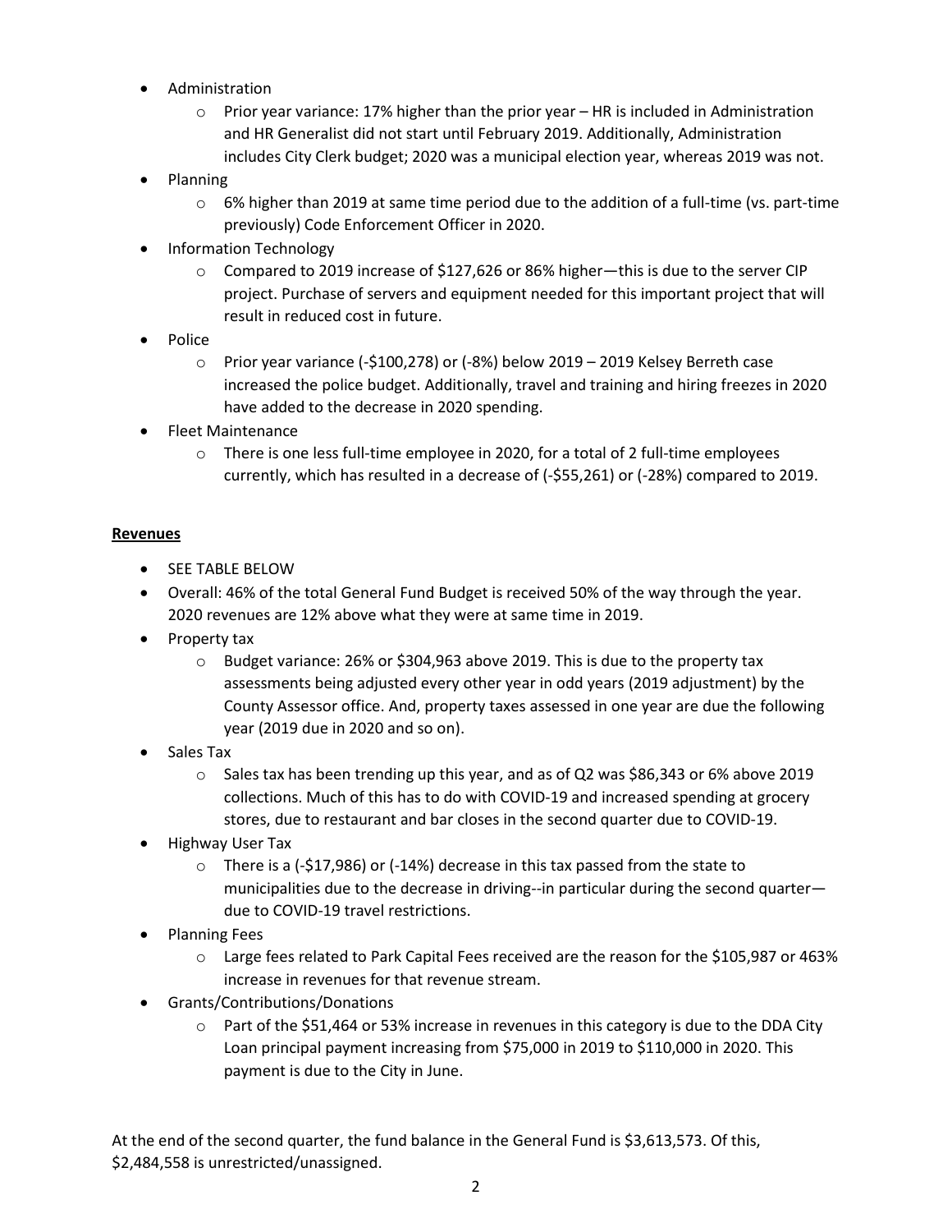- Administration
  - Prior year variance: 17% higher than the prior year – HR is included in Administration and HR Generalist did not start until February 2019. Additionally, Administration includes City Clerk budget; 2020 was a municipal election year, whereas 2019 was not.
- Planning
  - 6% higher than 2019 at same time period due to the addition of a full-time (vs. part-time previously) Code Enforcement Officer in 2020.
- Information Technology
  - Compared to 2019 increase of $127,626 or 86% higher—this is due to the server CIP project. Purchase of servers and equipment needed for this important project that will result in reduced cost in future.
- Police
  - Prior year variance (-$100,278) or (-8%) below 2019 – 2019 Kelsey Berreth case increased the police budget. Additionally, travel and training and hiring freezes in 2020 have added to the decrease in 2020 spending.
- Fleet Maintenance
  - There is one less full-time employee in 2020, for a total of 2 full-time employees currently, which has resulted in a decrease of (-$55,261) or (-28%) compared to 2019.

**Revenues**

- SEE TABLE BELOW
- Overall: 46% of the total General Fund Budget is received 50% of the way through the year. 2020 revenues are 12% above what they were at same time in 2019.
- Property tax
  - Budget variance: 26% or $304,963 above 2019. This is due to the property tax assessments being adjusted every other year in odd years (2019 adjustment) by the County Assessor office. And, property taxes assessed in one year are due the following year (2019 due in 2020 and so on).
- Sales Tax
  - Sales tax has been trending up this year, and as of Q2 was $86,343 or 6% above 2019 collections. Much of this has to do with COVID-19 and increased spending at grocery stores, due to restaurant and bar closes in the second quarter due to COVID-19.
- Highway User Tax
  - There is a (-$17,986) or (-14%) decrease in this tax passed from the state to municipalities due to the decrease in driving--in particular during the second quarter—due to COVID-19 travel restrictions.
- Planning Fees
  - Large fees related to Park Capital Fees received are the reason for the $105,987 or 463% increase in revenues for that revenue stream.
- Grants/Contributions/Donations
  - Part of the $51,464 or 53% increase in revenues in this category is due to the DDA City Loan principal payment increasing from $75,000 in 2019 to $110,000 in 2020. This payment is due to the City in June.

At the end of the second quarter, the fund balance in the General Fund is $3,613,573. Of this, $2,484,558 is unrestricted/unassigned.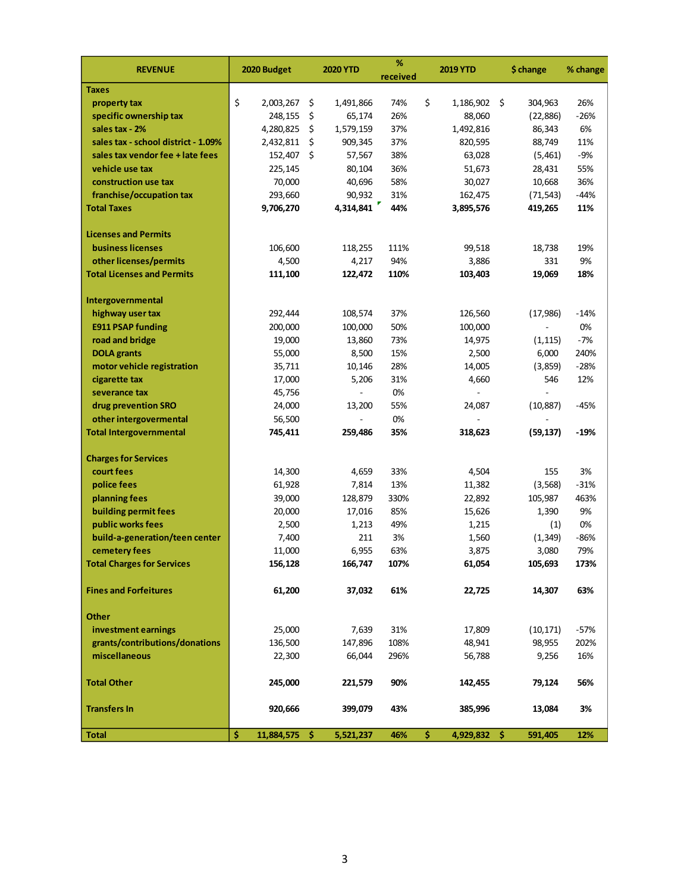| REVENUE | 2020 Budget | 2020 YTD | % received | 2019 YTD | $ change | % change |
|---|---|---|---|---|---|---|
| **Taxes** | | | | | | |
| property tax | $ 2,003,267 | $ 1,491,866 | 74% | $ 1,186,902 | $ 304,963 | 26% |
| specific ownership tax | 248,155 | $ 65,174 | 26% | 88,060 | (22,886) | -26% |
| sales tax - 2% | 4,280,825 | $ 1,579,159 | 37% | 1,492,816 | 86,343 | 6% |
| sales tax - school district - 1.09% | 2,432,811 | $ 909,345 | 37% | 820,595 | 88,749 | 11% |
| sales tax vendor fee + late fees | 152,407 | $ 57,567 | 38% | 63,028 | (5,461) | -9% |
| vehicle use tax | 225,145 | 80,104 | 36% | 51,673 | 28,431 | 55% |
| construction use tax | 70,000 | 40,696 | 58% | 30,027 | 10,668 | 36% |
| franchise/occupation tax | 293,660 | 90,932 | 31% | 162,475 | (71,543) | -44% |
| **Total Taxes** | **9,706,270** | **4,314,841** | **44%** | **3,895,576** | **419,265** | **11%** |
| | | | | | | |
| **Licenses and Permits** | | | | | | |
| business licenses | 106,600 | 118,255 | 111% | 99,518 | 18,738 | 19% |
| other licenses/permits | 4,500 | 4,217 | 94% | 3,886 | 331 | 9% |
| **Total Licenses and Permits** | **111,100** | **122,472** | **110%** | **103,403** | **19,069** | **18%** |
| | | | | | | |
| **Intergovernmental** | | | | | | |
| highway user tax | 292,444 | 108,574 | 37% | 126,560 | (17,986) | -14% |
| E911 PSAP funding | 200,000 | 100,000 | 50% | 100,000 | - | 0% |
| road and bridge | 19,000 | 13,860 | 73% | 14,975 | (1,115) | -7% |
| DOLA grants | 55,000 | 8,500 | 15% | 2,500 | 6,000 | 240% |
| motor vehicle registration | 35,711 | 10,146 | 28% | 14,005 | (3,859) | -28% |
| cigarette tax | 17,000 | 5,206 | 31% | 4,660 | 546 | 12% |
| severance tax | 45,756 | - | 0% | - | - | |
| drug prevention SRO | 24,000 | 13,200 | 55% | 24,087 | (10,887) | -45% |
| other intergovermental | 56,500 | - | 0% | - | - | |
| **Total Intergovernmental** | **745,411** | **259,486** | **35%** | **318,623** | **(59,137)** | **-19%** |
| | | | | | | |
| **Charges for Services** | | | | | | |
| court fees | 14,300 | 4,659 | 33% | 4,504 | 155 | 3% |
| police fees | 61,928 | 7,814 | 13% | 11,382 | (3,568) | -31% |
| planning fees | 39,000 | 128,879 | 330% | 22,892 | 105,987 | 463% |
| building permit fees | 20,000 | 17,016 | 85% | 15,626 | 1,390 | 9% |
| public works fees | 2,500 | 1,213 | 49% | 1,215 | (1) | 0% |
| build-a-generation/teen center | 7,400 | 211 | 3% | 1,560 | (1,349) | -86% |
| cemetery fees | 11,000 | 6,955 | 63% | 3,875 | 3,080 | 79% |
| **Total Charges for Services** | **156,128** | **166,747** | **107%** | **61,054** | **105,693** | **173%** |
| | | | | | | |
| **Fines and Forfeitures** | **61,200** | **37,032** | **61%** | **22,725** | **14,307** | **63%** |
| | | | | | | |
| **Other** | | | | | | |
| investment earnings | 25,000 | 7,639 | 31% | 17,809 | (10,171) | -57% |
| grants/contributions/donations | 136,500 | 147,896 | 108% | 48,941 | 98,955 | 202% |
| miscellaneous | 22,300 | 66,044 | 296% | 56,788 | 9,256 | 16% |
| | | | | | | |
| **Total Other** | **245,000** | **221,579** | **90%** | **142,455** | **79,124** | **56%** |
| | | | | | | |
| **Transfers In** | **920,666** | **399,079** | **43%** | **385,996** | **13,084** | **3%** |
| | | | | | | |
| **Total** | **$ 11,884,575** | **$ 5,521,237** | **46%** | **$ 4,929,832** | **$ 591,405** | **12%** |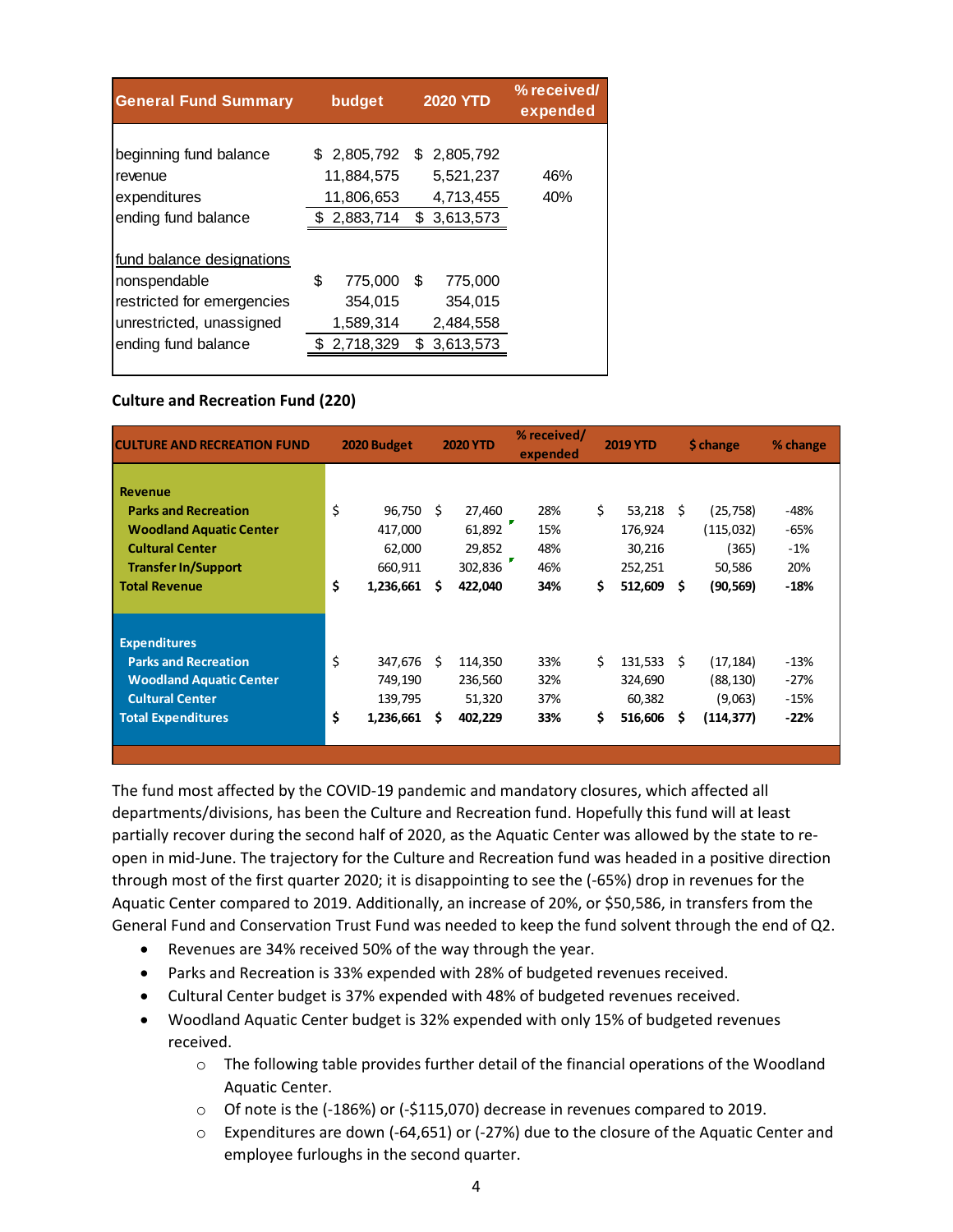| General Fund Summary | budget | 2020 YTD | % received/ expended |
|---|---|---|---|
| beginning fund balance | $ 2,805,792 | $ 2,805,792 | |
| revenue | 11,884,575 | 5,521,237 | 46% |
| expenditures | 11,806,653 | 4,713,455 | 40% |
| ending fund balance | $ 2,883,714 | $ 3,613,573 | |
| | | | |
| fund balance designations | | | |
| nonspendable | $ 775,000 | $ 775,000 | |
| restricted for emergencies | 354,015 | 354,015 | |
| unrestricted, unassigned | 1,589,314 | 2,484,558 | |
| ending fund balance | $ 2,718,329 | $ 3,613,573 | |

**Culture and Recreation Fund (220)**

| CULTURE AND RECREATION FUND | 2020 Budget | 2020 YTD | % received/ expended | 2019 YTD | $ change | % change |
|---|---|---|---|---|---|---|
| **Revenue** | | | | | | |
| **Parks and Recreation** | $ 96,750 | $ 27,460 | 28% | $ 53,218 | $ (25,758) | -48% |
| **Woodland Aquatic Center** | 417,000 | 61,892 | 15% | 176,924 | (115,032) | -65% |
| **Cultural Center** | 62,000 | 29,852 | 48% | 30,216 | (365) | -1% |
| **Transfer In/Support** | 660,911 | 302,836 | 46% | 252,251 | 50,586 | 20% |
| **Total Revenue** | **$ 1,236,661** | **$ 422,040** | **34%** | **$ 512,609** | **$ (90,569)** | **-18%** |
| | | | | | | |
| **Expenditures** | | | | | | |
| **Parks and Recreation** | $ 347,676 | $ 114,350 | 33% | $ 131,533 | $ (17,184) | -13% |
| **Woodland Aquatic Center** | 749,190 | 236,560 | 32% | 324,690 | (88,130) | -27% |
| **Cultural Center** | 139,795 | 51,320 | 37% | 60,382 | (9,063) | -15% |
| **Total Expenditures** | **$ 1,236,661** | **$ 402,229** | **33%** | **$ 516,606** | **$ (114,377)** | **-22%** |

The fund most affected by the COVID-19 pandemic and mandatory closures, which affected all departments/divisions, has been the Culture and Recreation fund. Hopefully this fund will at least partially recover during the second half of 2020, as the Aquatic Center was allowed by the state to re-open in mid-June. The trajectory for the Culture and Recreation fund was headed in a positive direction through most of the first quarter 2020; it is disappointing to see the (-65%) drop in revenues for the Aquatic Center compared to 2019. Additionally, an increase of 20%, or $50,586, in transfers from the General Fund and Conservation Trust Fund was needed to keep the fund solvent through the end of Q2.

- Revenues are 34% received 50% of the way through the year.
- Parks and Recreation is 33% expended with 28% of budgeted revenues received.
- Cultural Center budget is 37% expended with 48% of budgeted revenues received.
- Woodland Aquatic Center budget is 32% expended with only 15% of budgeted revenues received.
  - The following table provides further detail of the financial operations of the Woodland Aquatic Center.
  - Of note is the (-186%) or (-$115,070) decrease in revenues compared to 2019.
  - Expenditures are down (-64,651) or (-27%) due to the closure of the Aquatic Center and employee furloughs in the second quarter.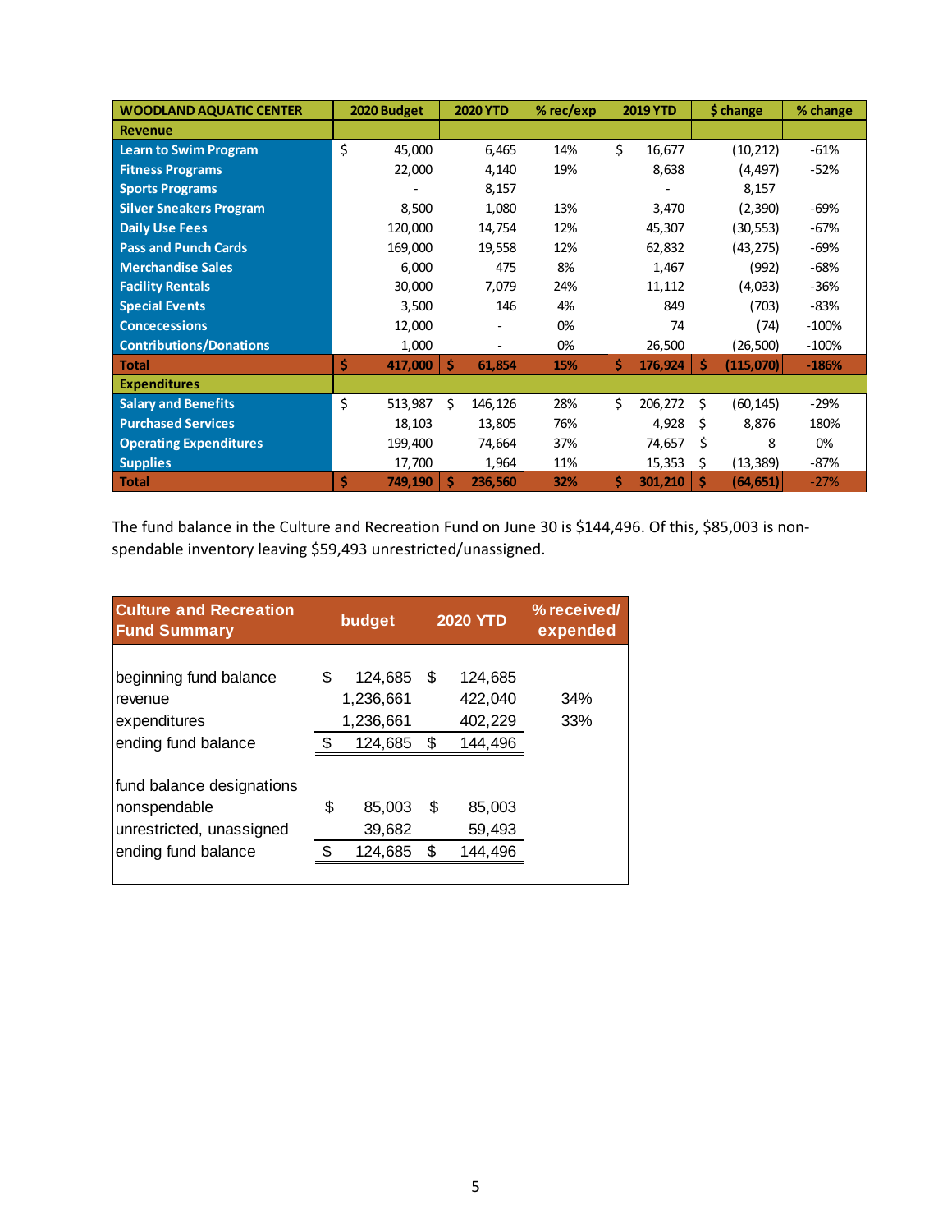| WOODLAND AQUATIC CENTER | 2020 Budget | 2020 YTD | % rec/exp | 2019 YTD | $ change | % change |
|---|---|---|---|---|---|---|
| **Revenue** | | | | | | |
| Learn to Swim Program | $ 45,000 | 6,465 | 14% | $ 16,677 | (10,212) | -61% |
| Fitness Programs | 22,000 | 4,140 | 19% | 8,638 | (4,497) | -52% |
| Sports Programs | - | 8,157 | | - | 8,157 | |
| Silver Sneakers Program | 8,500 | 1,080 | 13% | 3,470 | (2,390) | -69% |
| Daily Use Fees | 120,000 | 14,754 | 12% | 45,307 | (30,553) | -67% |
| Pass and Punch Cards | 169,000 | 19,558 | 12% | 62,832 | (43,275) | -69% |
| Merchandise Sales | 6,000 | 475 | 8% | 1,467 | (992) | -68% |
| Facility Rentals | 30,000 | 7,079 | 24% | 11,112 | (4,033) | -36% |
| Special Events | 3,500 | 146 | 4% | 849 | (703) | -83% |
| Concecessions | 12,000 | - | 0% | 74 | (74) | -100% |
| Contributions/Donations | 1,000 | - | 0% | 26,500 | (26,500) | -100% |
| **Total** | **$ 417,000** | **$ 61,854** | **15%** | **$ 176,924** | **$ (115,070)** | **-186%** |
| **Expenditures** | | | | | | |
| Salary and Benefits | $ 513,987 | $ 146,126 | 28% | $ 206,272 | $ (60,145) | -29% |
| Purchased Services | 18,103 | 13,805 | 76% | 4,928 | $ 8,876 | 180% |
| Operating Expenditures | 199,400 | 74,664 | 37% | 74,657 | $ 8 | 0% |
| Supplies | 17,700 | 1,964 | 11% | 15,353 | $ (13,389) | -87% |
| **Total** | **$ 749,190** | **$ 236,560** | **32%** | **$ 301,210** | **$ (64,651)** | -27% |

The fund balance in the Culture and Recreation Fund on June 30 is $144,496. Of this, $85,003 is non-spendable inventory leaving $59,493 unrestricted/unassigned.

| Culture and Recreation Fund Summary | budget | 2020 YTD | % received/ expended |
|---|---|---|---|
| beginning fund balance | $ 124,685 | $ 124,685 | |
| revenue | 1,236,661 | 422,040 | 34% |
| expenditures | 1,236,661 | 402,229 | 33% |
| ending fund balance | $ 124,685 | $ 144,496 | |
| fund balance designations | | | |
| nonspendable | $ 85,003 | $ 85,003 | |
| unrestricted, unassigned | 39,682 | 59,493 | |
| ending fund balance | $ 124,685 | $ 144,496 | |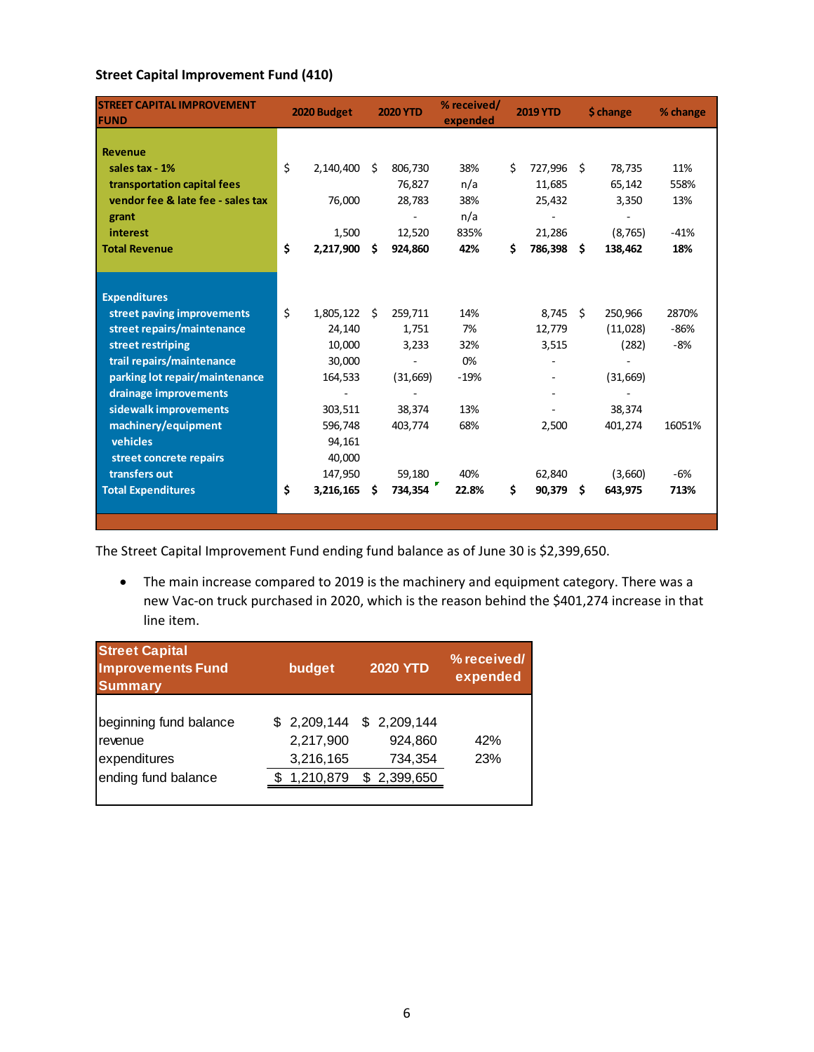**Street Capital Improvement Fund (410)**

| STREET CAPITAL IMPROVEMENT FUND | 2020 Budget | 2020 YTD | % received/ expended | 2019 YTD | $ change | % change |
|---|---|---|---|---|---|---|
| **Revenue** | | | | | | |
| sales tax - 1% | $ 2,140,400 | $ 806,730 | 38% | $ 727,996 | $ 78,735 | 11% |
| transportation capital fees | | 76,827 | n/a | 11,685 | 65,142 | 558% |
| vendor fee & late fee - sales tax | 76,000 | 28,783 | 38% | 25,432 | 3,350 | 13% |
| grant | | - | n/a | - | - | |
| interest | 1,500 | 12,520 | 835% | 21,286 | (8,765) | -41% |
| **Total Revenue** | **$ 2,217,900** | **$ 924,860** | **42%** | **$ 786,398** | **$ 138,462** | **18%** |
| **Expenditures** | | | | | | |
| street paving improvements | $ 1,805,122 | $ 259,711 | 14% | 8,745 | $ 250,966 | 2870% |
| street repairs/maintenance | 24,140 | 1,751 | 7% | 12,779 | (11,028) | -86% |
| street restriping | 10,000 | 3,233 | 32% | 3,515 | (282) | -8% |
| trail repairs/maintenance | 30,000 | - | 0% | - | - | |
| parking lot repair/maintenance | 164,533 | (31,669) | -19% | - | (31,669) | |
| drainage improvements | - | - | | - | - | |
| sidewalk improvements | 303,511 | 38,374 | 13% | - | 38,374 | |
| machinery/equipment | 596,748 | 403,774 | 68% | 2,500 | 401,274 | 16051% |
| vehicles | 94,161 | | | | | |
| street concrete repairs | 40,000 | | | | | |
| transfers out | 147,950 | 59,180 | 40% | 62,840 | (3,660) | -6% |
| **Total Expenditures** | **$ 3,216,165** | **$ 734,354** | **22.8%** | **$ 90,379** | **$ 643,975** | **713%** |

The Street Capital Improvement Fund ending fund balance as of June 30 is $2,399,650.

- The main increase compared to 2019 is the machinery and equipment category. There was a new Vac-on truck purchased in 2020, which is the reason behind the $401,274 increase in that line item.

| Street Capital Improvements Fund Summary | budget | 2020 YTD | % received/ expended |
|---|---|---|---|
| beginning fund balance | $ 2,209,144 | $ 2,209,144 | |
| revenue | 2,217,900 | 924,860 | 42% |
| expenditures | 3,216,165 | 734,354 | 23% |
| ending fund balance | $ 1,210,879 | $ 2,399,650 | |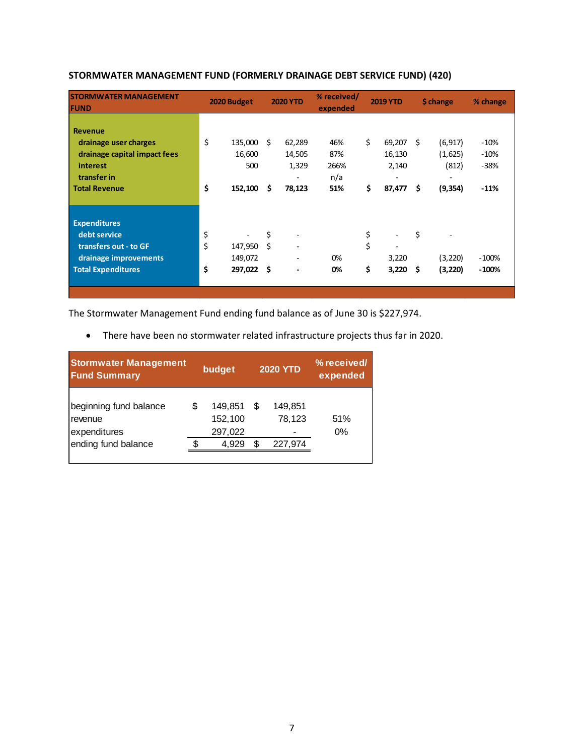## STORMWATER MANAGEMENT FUND (FORMERLY DRAINAGE DEBT SERVICE FUND) (420)

| STORMWATER MANAGEMENT FUND | 2020 Budget | 2020 YTD | % received/ expended | 2019 YTD | $ change | % change |
|---|---|---|---|---|---|---|
| **Revenue** | | | | | | |
| drainage user charges | $ 135,000 | $ 62,289 | 46% | $ 69,207 | $ (6,917) | -10% |
| drainage capital impact fees | 16,600 | 14,505 | 87% | 16,130 | (1,625) | -10% |
| interest | 500 | 1,329 | 266% | 2,140 | (812) | -38% |
| transfer in | | - | n/a | - | - | |
| **Total Revenue** | **$ 152,100** | **$ 78,123** | **51%** | **$ 87,477** | **$ (9,354)** | **-11%** |
| **Expenditures** | | | | | | |
| debt service | $ - | $ - | | $ - | $ - | |
| transfers out - to GF | $ 147,950 | $ - | | $ - | | |
| drainage improvements | 149,072 | - | 0% | 3,220 | (3,220) | -100% |
| **Total Expenditures** | **$ 297,022** | **$ -** | **0%** | **$ 3,220** | **$ (3,220)** | **-100%** |

The Stormwater Management Fund ending fund balance as of June 30 is $227,974.

- There have been no stormwater related infrastructure projects thus far in 2020.

| Stormwater Management Fund Summary | budget | 2020 YTD | % received/ expended |
|---|---|---|---|
| beginning fund balance | $ 149,851 | $ 149,851 | |
| revenue | 152,100 | 78,123 | 51% |
| expenditures | 297,022 | - | 0% |
| ending fund balance | $ 4,929 | $ 227,974 | |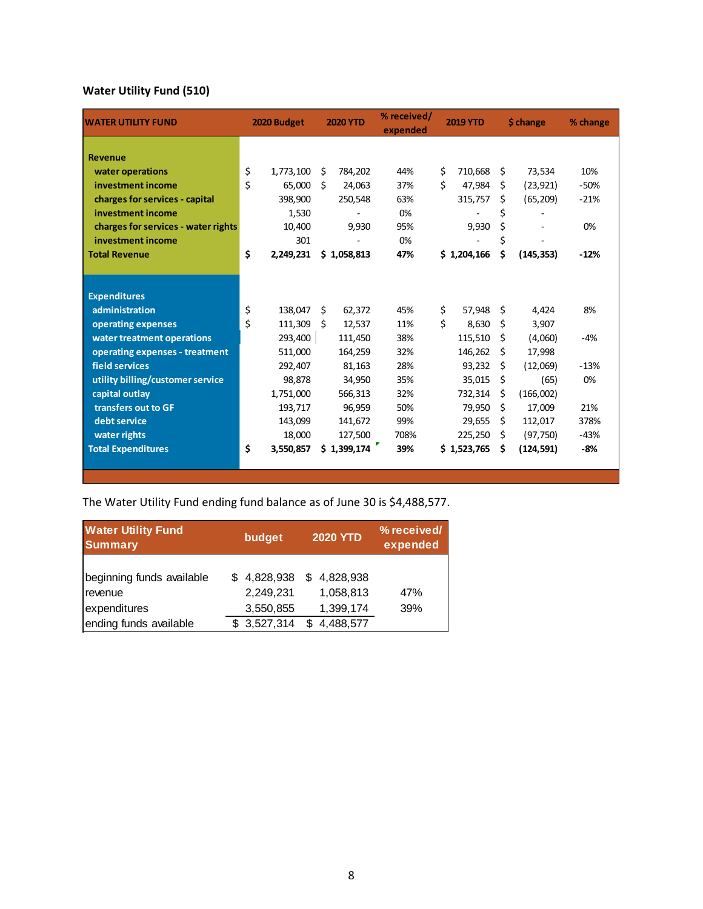## Water Utility Fund (510)

| WATER UTILITY FUND | 2020 Budget | 2020 YTD | % received/ expended | 2019 YTD | $ change | % change |
|---|---|---|---|---|---|---|
| **Revenue** | | | | | | |
| water operations | $ 1,773,100 | $ 784,202 | 44% | $ 710,668 | $ 73,534 | 10% |
| investment income | $ 65,000 | $ 24,063 | 37% | $ 47,984 | $ (23,921) | -50% |
| charges for services - capital | 398,900 | 250,548 | 63% | 315,757 | $ (65,209) | -21% |
| investment income | 1,530 | - | 0% | - | $ - | |
| charges for services - water rights | 10,400 | 9,930 | 95% | 9,930 | $ - | 0% |
| investment income | 301 | - | 0% | - | $ - | |
| **Total Revenue** | **$ 2,249,231** | **$ 1,058,813** | **47%** | **$ 1,204,166** | **$ (145,353)** | **-12%** |
| **Expenditures** | | | | | | |
| administration | $ 138,047 | $ 62,372 | 45% | $ 57,948 | $ 4,424 | 8% |
| operating expenses | $ 111,309 | $ 12,537 | 11% | $ 8,630 | $ 3,907 | |
| water treatment operations | 293,400 | 111,450 | 38% | 115,510 | $ (4,060) | -4% |
| operating expenses - treatment | 511,000 | 164,259 | 32% | 146,262 | $ 17,998 | |
| field services | 292,407 | 81,163 | 28% | 93,232 | $ (12,069) | -13% |
| utility billing/customer service | 98,878 | 34,950 | 35% | 35,015 | $ (65) | 0% |
| capital outlay | 1,751,000 | 566,313 | 32% | 732,314 | $ (166,002) | |
| transfers out to GF | 193,717 | 96,959 | 50% | 79,950 | $ 17,009 | 21% |
| debt service | 143,099 | 141,672 | 99% | 29,655 | $ 112,017 | 378% |
| water rights | 18,000 | 127,500 | 708% | 225,250 | $ (97,750) | -43% |
| **Total Expenditures** | **$ 3,550,857** | **$ 1,399,174** | **39%** | **$ 1,523,765** | **$ (124,591)** | **-8%** |

The Water Utility Fund ending fund balance as of June 30 is $4,488,577.

| Water Utility Fund Summary | budget | 2020 YTD | % received/ expended |
|---|---|---|---|
| beginning funds available | $ 4,828,938 | $ 4,828,938 | |
| revenue | 2,249,231 | 1,058,813 | 47% |
| expenditures | 3,550,855 | 1,399,174 | 39% |
| ending funds available | $ 3,527,314 | $ 4,488,577 | |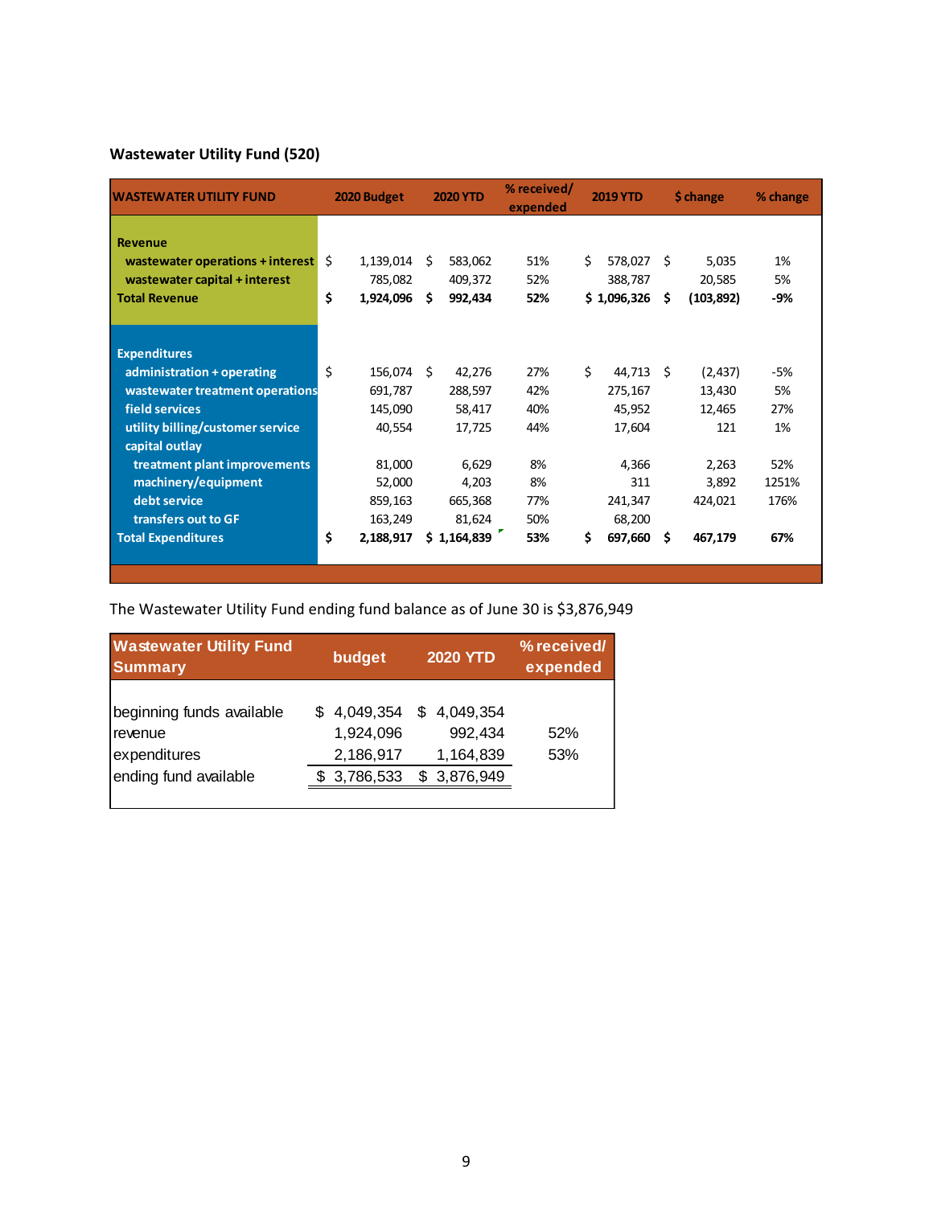## Wastewater Utility Fund (520)

| WASTEWATER UTILITY FUND | 2020 Budget | 2020 YTD | % received/ expended | 2019 YTD | $ change | % change |
|---|---|---|---|---|---|---|
| **Revenue** | | | | | | |
| wastewater operations + interest | $ 1,139,014 | $ 583,062 | 51% | $ 578,027 | $ 5,035 | 1% |
| wastewater capital + interest | 785,082 | 409,372 | 52% | 388,787 | 20,585 | 5% |
| **Total Revenue** | **$ 1,924,096** | **$ 992,434** | **52%** | **$ 1,096,326** | **$ (103,892)** | **-9%** |
| **Expenditures** | | | | | | |
| administration + operating | $ 156,074 | $ 42,276 | 27% | $ 44,713 | $ (2,437) | -5% |
| wastewater treatment operations | 691,787 | 288,597 | 42% | 275,167 | 13,430 | 5% |
| field services | 145,090 | 58,417 | 40% | 45,952 | 12,465 | 27% |
| utility billing/customer service | 40,554 | 17,725 | 44% | 17,604 | 121 | 1% |
| capital outlay | | | | | | |
| treatment plant improvements | 81,000 | 6,629 | 8% | 4,366 | 2,263 | 52% |
| machinery/equipment | 52,000 | 4,203 | 8% | 311 | 3,892 | 1251% |
| debt service | 859,163 | 665,368 | 77% | 241,347 | 424,021 | 176% |
| transfers out to GF | 163,249 | 81,624 | 50% | 68,200 | | |
| **Total Expenditures** | **$ 2,188,917** | **$ 1,164,839** | **53%** | **$ 697,660** | **$ 467,179** | **67%** |

The Wastewater Utility Fund ending fund balance as of June 30 is $3,876,949

| Wastewater Utility Fund Summary | budget | 2020 YTD | % received/ expended |
|---|---|---|---|
| beginning funds available | $ 4,049,354 | $ 4,049,354 | |
| revenue | 1,924,096 | 992,434 | 52% |
| expenditures | 2,186,917 | 1,164,839 | 53% |
| ending fund available | $ 3,786,533 | $ 3,876,949 | |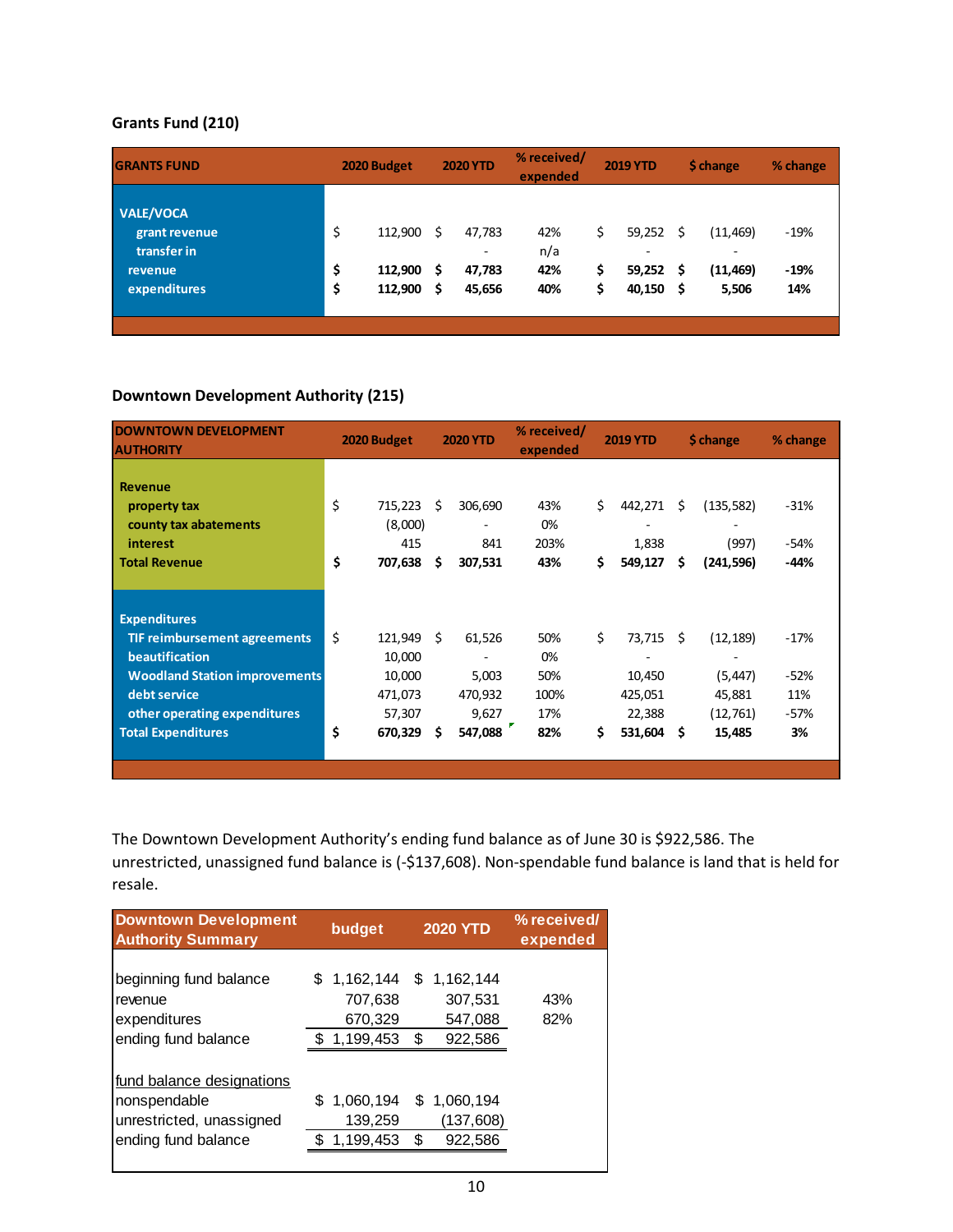### Grants Fund (210)

| GRANTS FUND | 2020 Budget | 2020 YTD | % received/ expended | 2019 YTD | $ change | % change |
|---|---|---|---|---|---|---|
| **VALE/VOCA** | | | | | | |
| grant revenue | $ 112,900 | $ 47,783 | 42% | $ 59,252 | $ (11,469) | -19% |
| transfer in | | - | n/a | - | - | |
| revenue | **$ 112,900** | **$ 47,783** | **42%** | **$ 59,252** | **$ (11,469)** | **-19%** |
| expenditures | **$ 112,900** | **$ 45,656** | **40%** | **$ 40,150** | **$ 5,506** | **14%** |

### Downtown Development Authority (215)

| DOWNTOWN DEVELOPMENT AUTHORITY | 2020 Budget | 2020 YTD | % received/ expended | 2019 YTD | $ change | % change |
|---|---|---|---|---|---|---|
| **Revenue** | | | | | | |
| property tax | $ 715,223 | $ 306,690 | 43% | $ 442,271 | $ (135,582) | -31% |
| county tax abatements | (8,000) | - | 0% | - | - | |
| interest | 415 | 841 | 203% | 1,838 | (997) | -54% |
| **Total Revenue** | **$ 707,638** | **$ 307,531** | **43%** | **$ 549,127** | **$ (241,596)** | **-44%** |
| **Expenditures** | | | | | | |
| TIF reimbursement agreements | $ 121,949 | $ 61,526 | 50% | $ 73,715 | $ (12,189) | -17% |
| beautification | 10,000 | - | 0% | - | - | |
| Woodland Station improvements | 10,000 | 5,003 | 50% | 10,450 | (5,447) | -52% |
| debt service | 471,073 | 470,932 | 100% | 425,051 | 45,881 | 11% |
| other operating expenditures | 57,307 | 9,627 | 17% | 22,388 | (12,761) | -57% |
| **Total Expenditures** | **$ 670,329** | **$ 547,088** | **82%** | **$ 531,604** | **$ 15,485** | **3%** |

The Downtown Development Authority's ending fund balance as of June 30 is $922,586. The unrestricted, unassigned fund balance is (-$137,608). Non-spendable fund balance is land that is held for resale.

| Downtown Development Authority Summary | budget | 2020 YTD | % received/ expended |
|---|---|---|---|
| beginning fund balance | $ 1,162,144 | $ 1,162,144 | |
| revenue | 707,638 | 307,531 | 43% |
| expenditures | 670,329 | 547,088 | 82% |
| ending fund balance | $ 1,199,453 | $ 922,586 | |
| fund balance designations | | | |
| nonspendable | $ 1,060,194 | $ 1,060,194 | |
| unrestricted, unassigned | 139,259 | (137,608) | |
| ending fund balance | $ 1,199,453 | $ 922,586 | |